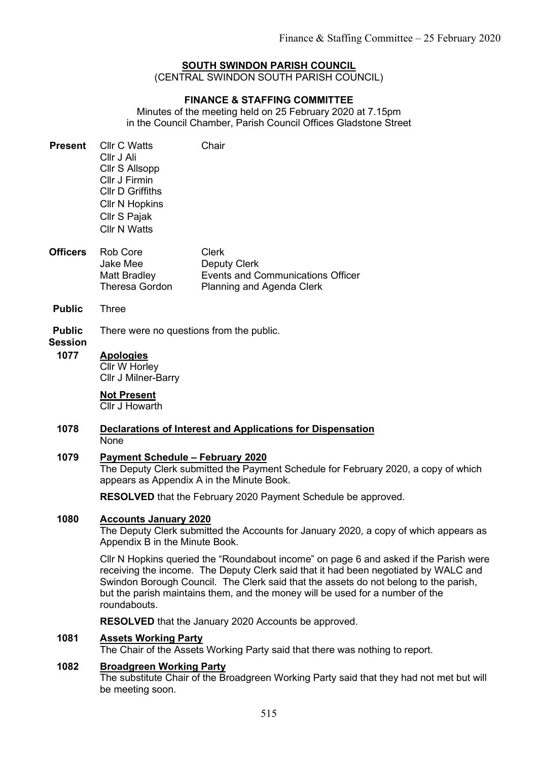**SOUTH SWINDON PARISH COUNCIL**
(CENTRAL SWINDON SOUTH PARISH COUNCIL)

**FINANCE & STAFFING COMMITTEE**

Minutes of the meeting held on 25 February 2020 at 7.15pm
in the Council Chamber, Parish Council Offices Gladstone Street

**Present**
Cllr C Watts — Chair
Cllr J Ali
Cllr S Allsopp
Cllr J Firmin
Cllr D Griffiths
Cllr N Hopkins
Cllr S Pajak
Cllr N Watts

**Officers**

| | |
|---|---|
| Rob Core | Clerk |
| Jake Mee | Deputy Clerk |
| Matt Bradley | Events and Communications Officer |
| Theresa Gordon | Planning and Agenda Clerk |

**Public** Three

**Public Session** There were no questions from the public.

**1077 Apologies**
Cllr W Horley
Cllr J Milner-Barry

**Not Present**
Cllr J Howarth

**1078 Declarations of Interest and Applications for Dispensation**
None

**1079 Payment Schedule – February 2020**
The Deputy Clerk submitted the Payment Schedule for February 2020, a copy of which appears as Appendix A in the Minute Book.

**RESOLVED** that the February 2020 Payment Schedule be approved.

**1080 Accounts January 2020**
The Deputy Clerk submitted the Accounts for January 2020, a copy of which appears as Appendix B in the Minute Book.

Cllr N Hopkins queried the "Roundabout income" on page 6 and asked if the Parish were receiving the income. The Deputy Clerk said that it had been negotiated by WALC and Swindon Borough Council. The Clerk said that the assets do not belong to the parish, but the parish maintains them, and the money will be used for a number of the roundabouts.

**RESOLVED** that the January 2020 Accounts be approved.

**1081 Assets Working Party**
The Chair of the Assets Working Party said that there was nothing to report.

**1082 Broadgreen Working Party**
The substitute Chair of the Broadgreen Working Party said that they had not met but will be meeting soon.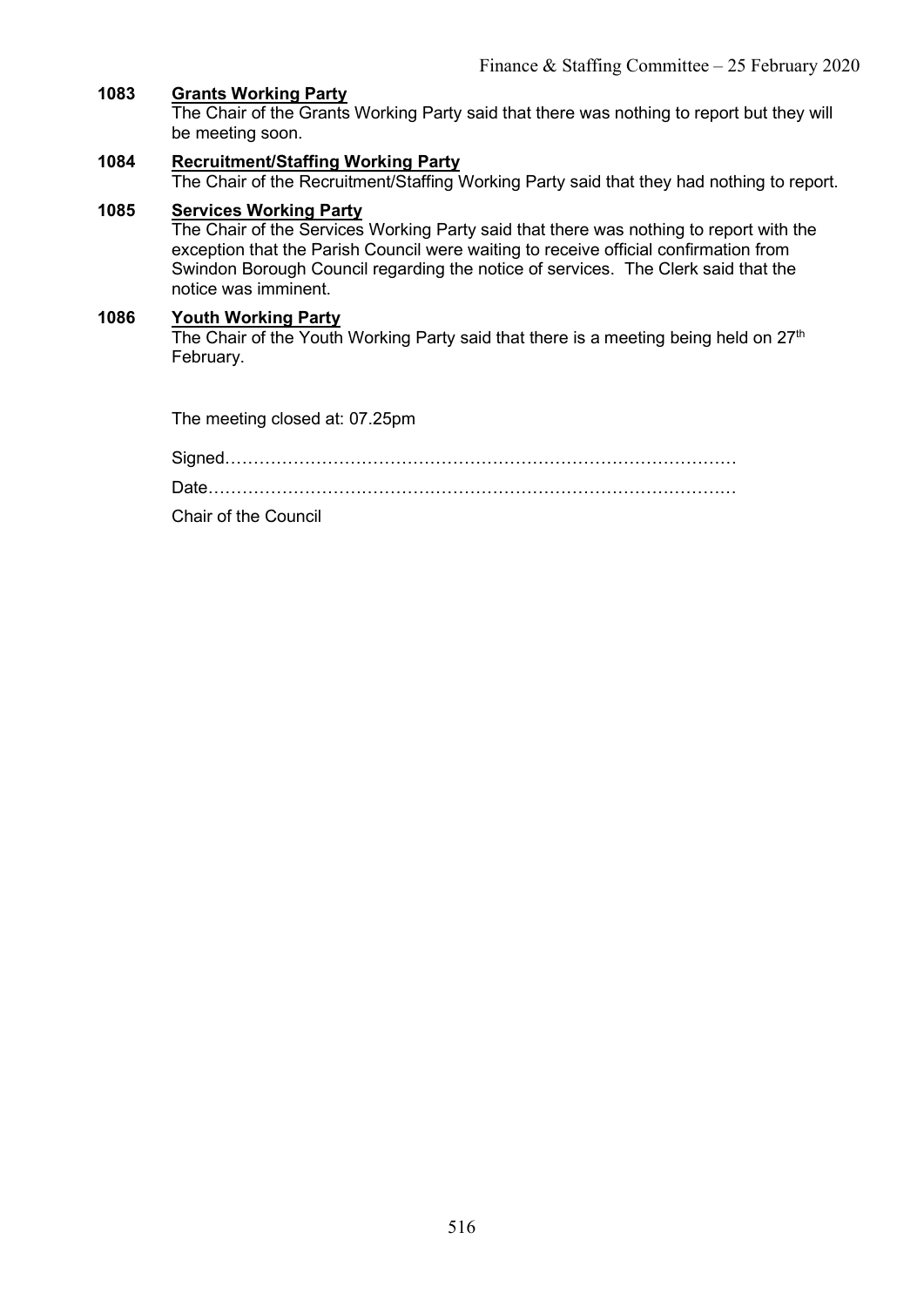**1083 Grants Working Party**

The Chair of the Grants Working Party said that there was nothing to report but they will be meeting soon.

**1084 Recruitment/Staffing Working Party**

The Chair of the Recruitment/Staffing Working Party said that they had nothing to report.

**1085 Services Working Party**

The Chair of the Services Working Party said that there was nothing to report with the exception that the Parish Council were waiting to receive official confirmation from Swindon Borough Council regarding the notice of services. The Clerk said that the notice was imminent.

**1086 Youth Working Party**

The Chair of the Youth Working Party said that there is a meeting being held on 27th February.

The meeting closed at: 07.25pm

Signed………………………………………………………………………………

Date…………………………………………………………………………………

Chair of the Council